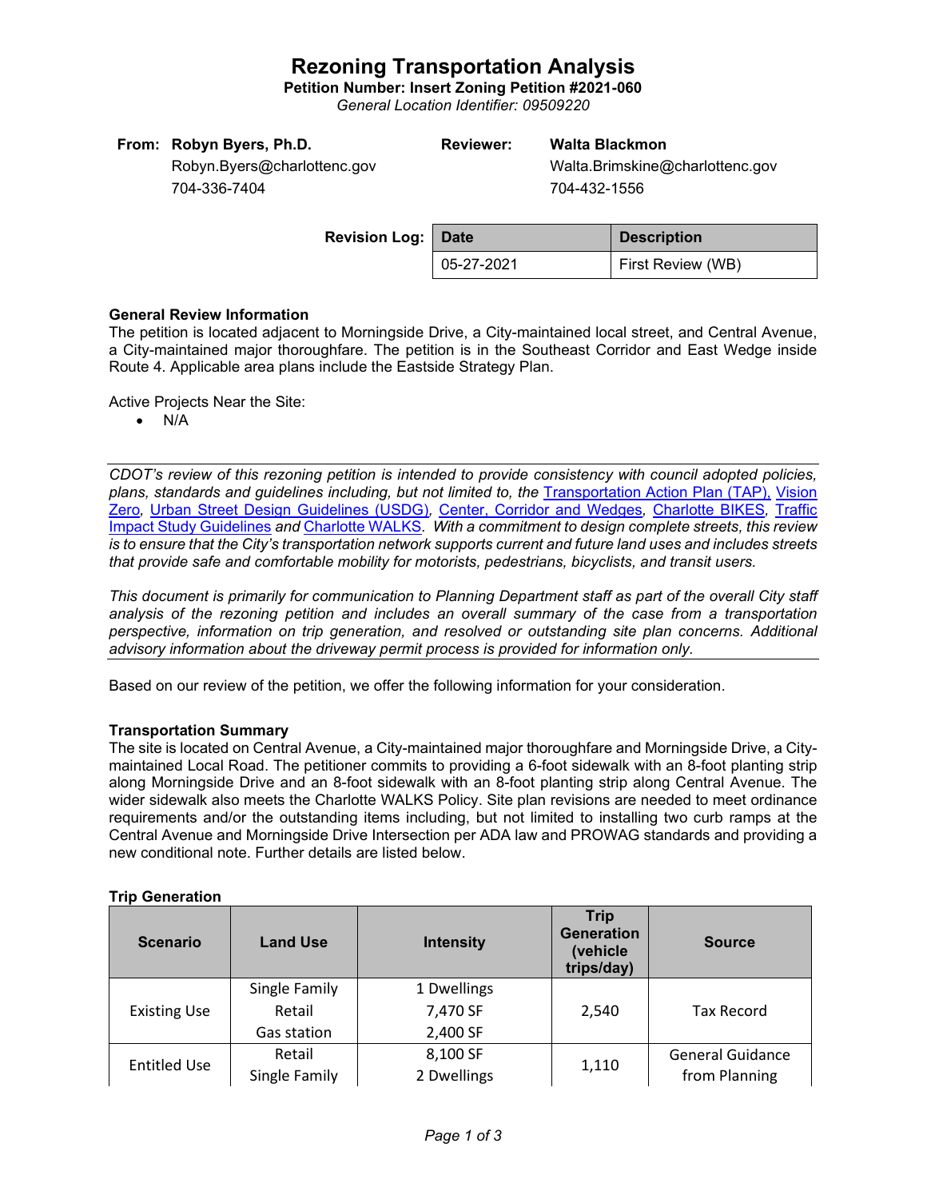# Rezoning Transportation Analysis

**Petition Number: Insert Zoning Petition #2021-060**

*General Location Identifier: 09509220*

**From: Robyn Byers, Ph.D.**
Robyn.Byers@charlottenc.gov
704-336-7404

**Reviewer: Walta Blackmon**
Walta.Brimskine@charlottenc.gov
704-432-1556

**Revision Log:**

| Date | Description |
|---|---|
| 05-27-2021 | First Review (WB) |

**General Review Information**

The petition is located adjacent to Morningside Drive, a City-maintained local street, and Central Avenue, a City-maintained major thoroughfare. The petition is in the Southeast Corridor and East Wedge inside Route 4. Applicable area plans include the Eastside Strategy Plan.

Active Projects Near the Site:

- N/A

*CDOT's review of this rezoning petition is intended to provide consistency with council adopted policies, plans, standards and guidelines including, but not limited to, the* Transportation Action Plan (TAP), Vision Zero, Urban Street Design Guidelines (USDG), Center, Corridor and Wedges, Charlotte BIKES, Traffic Impact Study Guidelines *and* Charlotte WALKS. *With a commitment to design complete streets, this review is to ensure that the City's transportation network supports current and future land uses and includes streets that provide safe and comfortable mobility for motorists, pedestrians, bicyclists, and transit users.*

*This document is primarily for communication to Planning Department staff as part of the overall City staff analysis of the rezoning petition and includes an overall summary of the case from a transportation perspective, information on trip generation, and resolved or outstanding site plan concerns. Additional advisory information about the driveway permit process is provided for information only.*

Based on our review of the petition, we offer the following information for your consideration.

**Transportation Summary**

The site is located on Central Avenue, a City-maintained major thoroughfare and Morningside Drive, a City-maintained Local Road. The petitioner commits to providing a 6-foot sidewalk with an 8-foot planting strip along Morningside Drive and an 8-foot sidewalk with an 8-foot planting strip along Central Avenue. The wider sidewalk also meets the Charlotte WALKS Policy. Site plan revisions are needed to meet ordinance requirements and/or the outstanding items including, but not limited to installing two curb ramps at the Central Avenue and Morningside Drive Intersection per ADA law and PROWAG standards and providing a new conditional note. Further details are listed below.

**Trip Generation**

| Scenario | Land Use | Intensity | Trip Generation (vehicle trips/day) | Source |
|---|---|---|---|---|
| Existing Use | Single Family<br>Retail<br>Gas station | 1 Dwellings<br>7,470 SF<br>2,400 SF | 2,540 | Tax Record |
| Entitled Use | Retail<br>Single Family | 8,100 SF<br>2 Dwellings | 1,110 | General Guidance from Planning |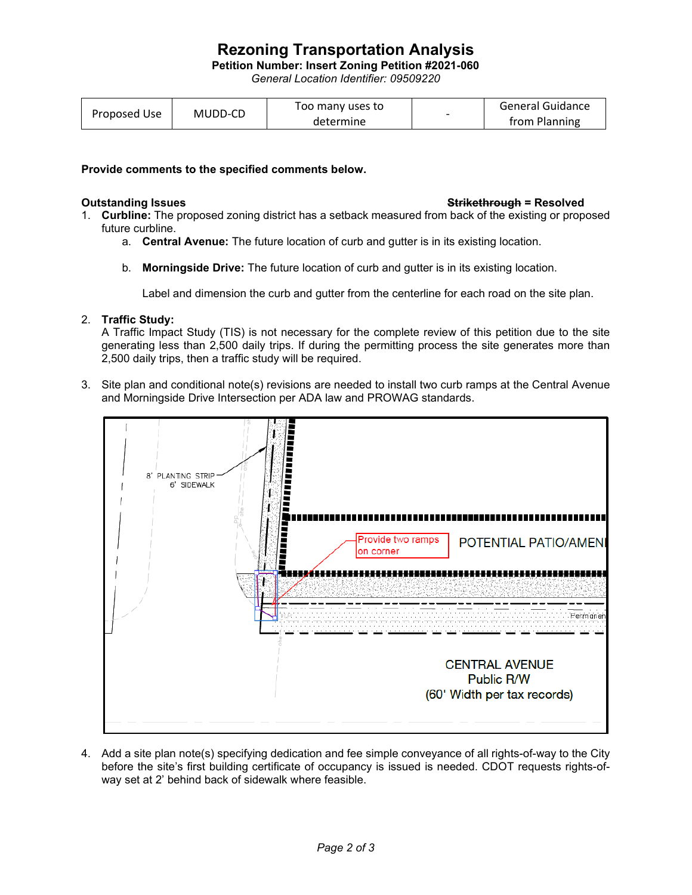# Rezoning Transportation Analysis

**Petition Number: Insert Zoning Petition #2021-060**

*General Location Identifier: 09509220*

| Proposed Use | MUDD-CD | Too many uses to determine | - | General Guidance from Planning |
|---|---|---|---|---|

**Provide comments to the specified comments below.**

**Outstanding Issues** **~~Strikethrough~~ = Resolved**

1. **Curbline:** The proposed zoning district has a setback measured from back of the existing or proposed future curbline.
   a. **Central Avenue:** The future location of curb and gutter is in its existing location.

   b. **Morningside Drive:** The future location of curb and gutter is in its existing location.

   Label and dimension the curb and gutter from the centerline for each road on the site plan.

2. **Traffic Study:**
   A Traffic Impact Study (TIS) is not necessary for the complete review of this petition due to the site generating less than 2,500 daily trips. If during the permitting process the site generates more than 2,500 daily trips, then a traffic study will be required.

3. Site plan and conditional note(s) revisions are needed to install two curb ramps at the Central Avenue and Morningside Drive Intersection per ADA law and PROWAG standards.

8' PLANTING STRIP
6' SIDEWALK

Provide two ramps on corner

POTENTIAL PATIO/AMENI

CENTRAL AVENUE
Public R/W
(60' Width per tax records)

4. Add a site plan note(s) specifying dedication and fee simple conveyance of all rights-of-way to the City before the site's first building certificate of occupancy is issued is needed. CDOT requests rights-of-way set at 2' behind back of sidewalk where feasible.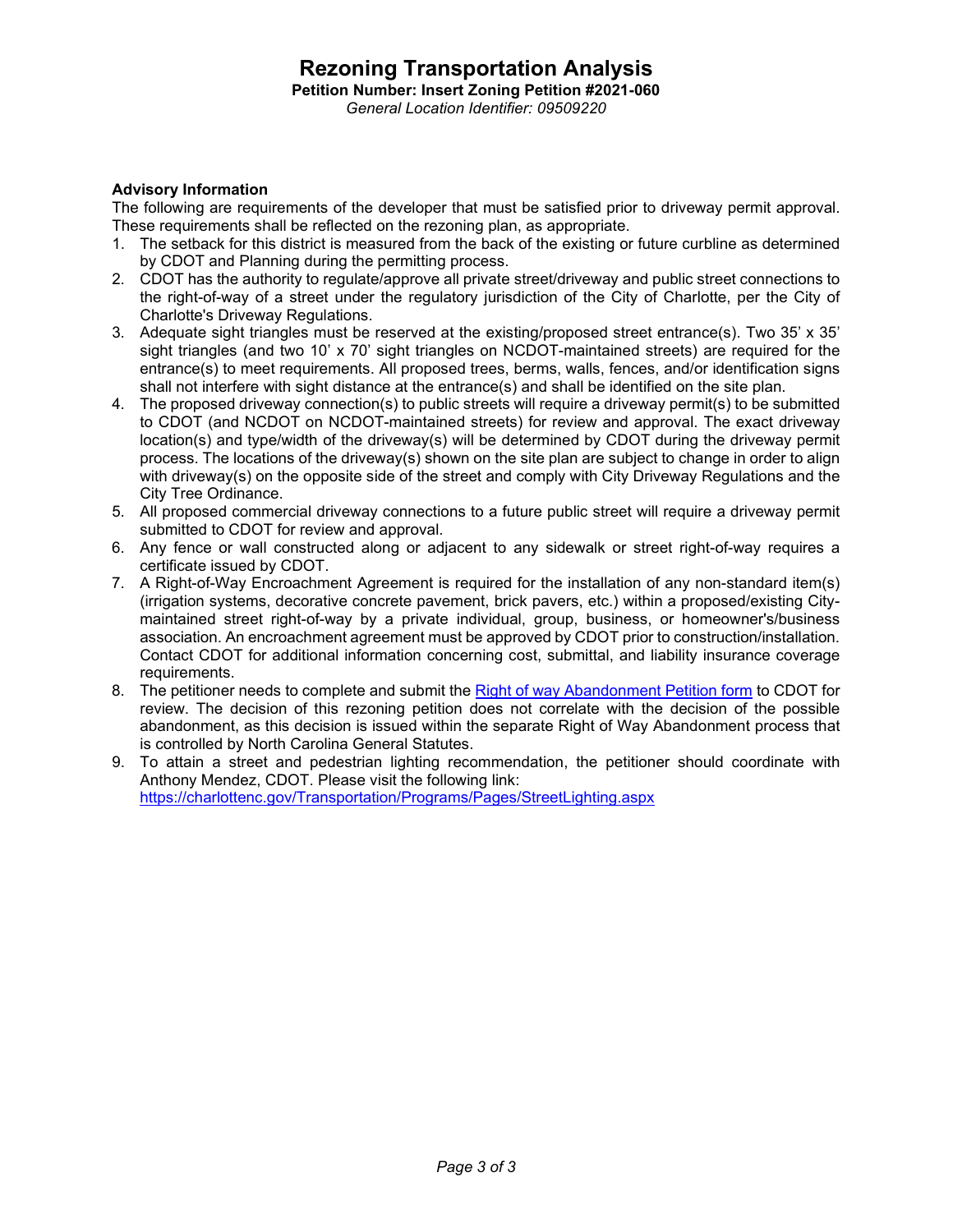# Rezoning Transportation Analysis

**Petition Number: Insert Zoning Petition #2021-060**

*General Location Identifier: 09509220*

**Advisory Information**

The following are requirements of the developer that must be satisfied prior to driveway permit approval. These requirements shall be reflected on the rezoning plan, as appropriate.

1. The setback for this district is measured from the back of the existing or future curbline as determined by CDOT and Planning during the permitting process.
2. CDOT has the authority to regulate/approve all private street/driveway and public street connections to the right-of-way of a street under the regulatory jurisdiction of the City of Charlotte, per the City of Charlotte's Driveway Regulations.
3. Adequate sight triangles must be reserved at the existing/proposed street entrance(s). Two 35' x 35' sight triangles (and two 10' x 70' sight triangles on NCDOT-maintained streets) are required for the entrance(s) to meet requirements. All proposed trees, berms, walls, fences, and/or identification signs shall not interfere with sight distance at the entrance(s) and shall be identified on the site plan.
4. The proposed driveway connection(s) to public streets will require a driveway permit(s) to be submitted to CDOT (and NCDOT on NCDOT-maintained streets) for review and approval. The exact driveway location(s) and type/width of the driveway(s) will be determined by CDOT during the driveway permit process. The locations of the driveway(s) shown on the site plan are subject to change in order to align with driveway(s) on the opposite side of the street and comply with City Driveway Regulations and the City Tree Ordinance.
5. All proposed commercial driveway connections to a future public street will require a driveway permit submitted to CDOT for review and approval.
6. Any fence or wall constructed along or adjacent to any sidewalk or street right-of-way requires a certificate issued by CDOT.
7. A Right-of-Way Encroachment Agreement is required for the installation of any non-standard item(s) (irrigation systems, decorative concrete pavement, brick pavers, etc.) within a proposed/existing City-maintained street right-of-way by a private individual, group, business, or homeowner's/business association. An encroachment agreement must be approved by CDOT prior to construction/installation. Contact CDOT for additional information concerning cost, submittal, and liability insurance coverage requirements.
8. The petitioner needs to complete and submit the Right of way Abandonment Petition form to CDOT for review. The decision of this rezoning petition does not correlate with the decision of the possible abandonment, as this decision is issued within the separate Right of Way Abandonment process that is controlled by North Carolina General Statutes.
9. To attain a street and pedestrian lighting recommendation, the petitioner should coordinate with Anthony Mendez, CDOT. Please visit the following link: https://charlottenc.gov/Transportation/Programs/Pages/StreetLighting.aspx